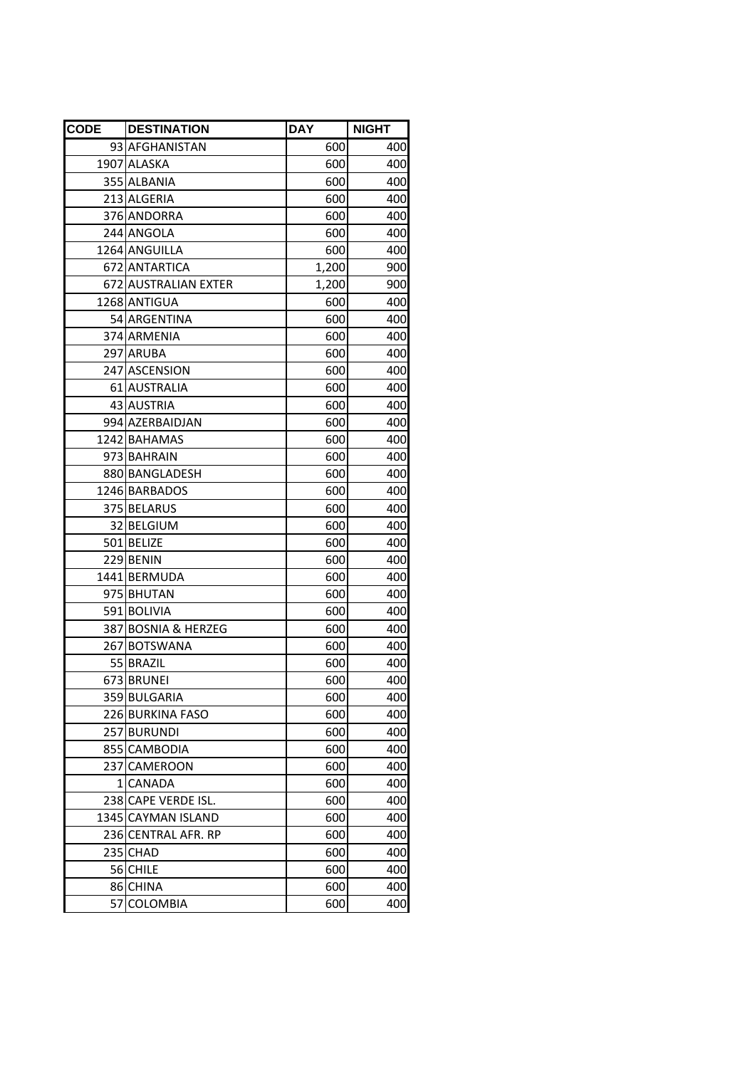| CODE | DESTINATION | DAY | NIGHT |
|---|---|---|---|
| 93 | AFGHANISTAN | 600 | 400 |
| 1907 | ALASKA | 600 | 400 |
| 355 | ALBANIA | 600 | 400 |
| 213 | ALGERIA | 600 | 400 |
| 376 | ANDORRA | 600 | 400 |
| 244 | ANGOLA | 600 | 400 |
| 1264 | ANGUILLA | 600 | 400 |
| 672 | ANTARTICA | 1,200 | 900 |
| 672 | AUSTRALIAN EXTER | 1,200 | 900 |
| 1268 | ANTIGUA | 600 | 400 |
| 54 | ARGENTINA | 600 | 400 |
| 374 | ARMENIA | 600 | 400 |
| 297 | ARUBA | 600 | 400 |
| 247 | ASCENSION | 600 | 400 |
| 61 | AUSTRALIA | 600 | 400 |
| 43 | AUSTRIA | 600 | 400 |
| 994 | AZERBAIDJAN | 600 | 400 |
| 1242 | BAHAMAS | 600 | 400 |
| 973 | BAHRAIN | 600 | 400 |
| 880 | BANGLADESH | 600 | 400 |
| 1246 | BARBADOS | 600 | 400 |
| 375 | BELARUS | 600 | 400 |
| 32 | BELGIUM | 600 | 400 |
| 501 | BELIZE | 600 | 400 |
| 229 | BENIN | 600 | 400 |
| 1441 | BERMUDA | 600 | 400 |
| 975 | BHUTAN | 600 | 400 |
| 591 | BOLIVIA | 600 | 400 |
| 387 | BOSNIA & HERZEG | 600 | 400 |
| 267 | BOTSWANA | 600 | 400 |
| 55 | BRAZIL | 600 | 400 |
| 673 | BRUNEI | 600 | 400 |
| 359 | BULGARIA | 600 | 400 |
| 226 | BURKINA FASO | 600 | 400 |
| 257 | BURUNDI | 600 | 400 |
| 855 | CAMBODIA | 600 | 400 |
| 237 | CAMEROON | 600 | 400 |
| 1 | CANADA | 600 | 400 |
| 238 | CAPE VERDE ISL. | 600 | 400 |
| 1345 | CAYMAN ISLAND | 600 | 400 |
| 236 | CENTRAL AFR. RP | 600 | 400 |
| 235 | CHAD | 600 | 400 |
| 56 | CHILE | 600 | 400 |
| 86 | CHINA | 600 | 400 |
| 57 | COLOMBIA | 600 | 400 |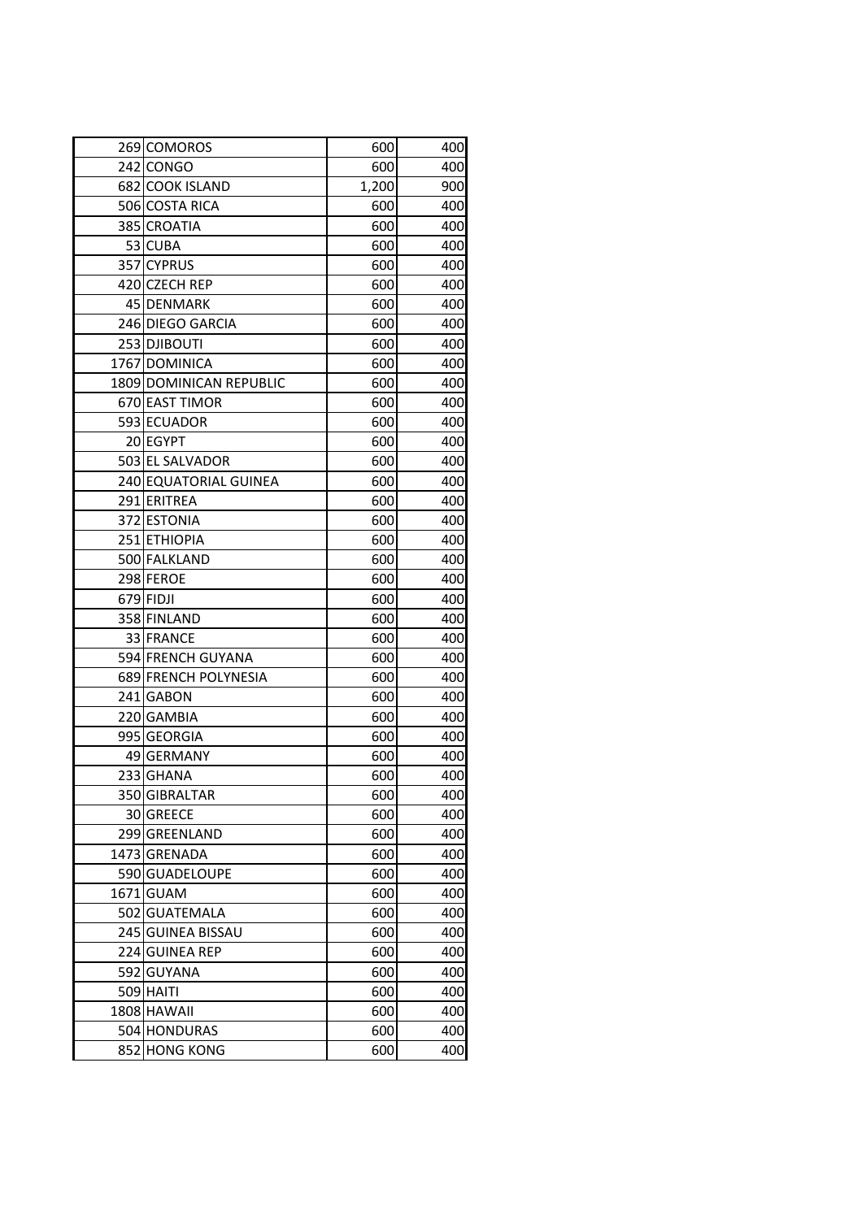| | | | |
|---|---|---|---|
| 269 | COMOROS | 600 | 400 |
| 242 | CONGO | 600 | 400 |
| 682 | COOK ISLAND | 1,200 | 900 |
| 506 | COSTA RICA | 600 | 400 |
| 385 | CROATIA | 600 | 400 |
| 53 | CUBA | 600 | 400 |
| 357 | CYPRUS | 600 | 400 |
| 420 | CZECH REP | 600 | 400 |
| 45 | DENMARK | 600 | 400 |
| 246 | DIEGO GARCIA | 600 | 400 |
| 253 | DJIBOUTI | 600 | 400 |
| 1767 | DOMINICA | 600 | 400 |
| 1809 | DOMINICAN REPUBLIC | 600 | 400 |
| 670 | EAST TIMOR | 600 | 400 |
| 593 | ECUADOR | 600 | 400 |
| 20 | EGYPT | 600 | 400 |
| 503 | EL SALVADOR | 600 | 400 |
| 240 | EQUATORIAL GUINEA | 600 | 400 |
| 291 | ERITREA | 600 | 400 |
| 372 | ESTONIA | 600 | 400 |
| 251 | ETHIOPIA | 600 | 400 |
| 500 | FALKLAND | 600 | 400 |
| 298 | FEROE | 600 | 400 |
| 679 | FIDJI | 600 | 400 |
| 358 | FINLAND | 600 | 400 |
| 33 | FRANCE | 600 | 400 |
| 594 | FRENCH GUYANA | 600 | 400 |
| 689 | FRENCH POLYNESIA | 600 | 400 |
| 241 | GABON | 600 | 400 |
| 220 | GAMBIA | 600 | 400 |
| 995 | GEORGIA | 600 | 400 |
| 49 | GERMANY | 600 | 400 |
| 233 | GHANA | 600 | 400 |
| 350 | GIBRALTAR | 600 | 400 |
| 30 | GREECE | 600 | 400 |
| 299 | GREENLAND | 600 | 400 |
| 1473 | GRENADA | 600 | 400 |
| 590 | GUADELOUPE | 600 | 400 |
| 1671 | GUAM | 600 | 400 |
| 502 | GUATEMALA | 600 | 400 |
| 245 | GUINEA BISSAU | 600 | 400 |
| 224 | GUINEA REP | 600 | 400 |
| 592 | GUYANA | 600 | 400 |
| 509 | HAITI | 600 | 400 |
| 1808 | HAWAII | 600 | 400 |
| 504 | HONDURAS | 600 | 400 |
| 852 | HONG KONG | 600 | 400 |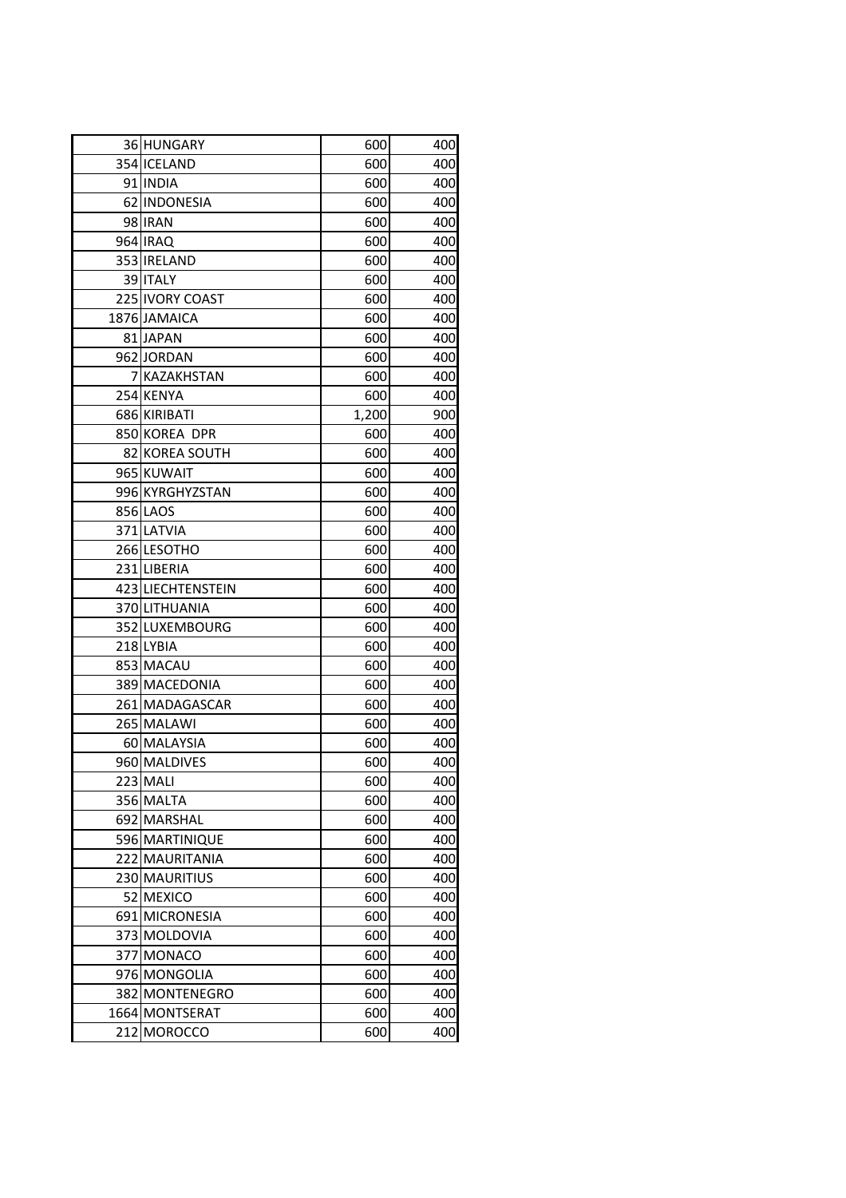| | | | |
|---|---|---|---|
| 36 | HUNGARY | 600 | 400 |
| 354 | ICELAND | 600 | 400 |
| 91 | INDIA | 600 | 400 |
| 62 | INDONESIA | 600 | 400 |
| 98 | IRAN | 600 | 400 |
| 964 | IRAQ | 600 | 400 |
| 353 | IRELAND | 600 | 400 |
| 39 | ITALY | 600 | 400 |
| 225 | IVORY COAST | 600 | 400 |
| 1876 | JAMAICA | 600 | 400 |
| 81 | JAPAN | 600 | 400 |
| 962 | JORDAN | 600 | 400 |
| 7 | KAZAKHSTAN | 600 | 400 |
| 254 | KENYA | 600 | 400 |
| 686 | KIRIBATI | 1,200 | 900 |
| 850 | KOREA DPR | 600 | 400 |
| 82 | KOREA SOUTH | 600 | 400 |
| 965 | KUWAIT | 600 | 400 |
| 996 | KYRGHYZSTAN | 600 | 400 |
| 856 | LAOS | 600 | 400 |
| 371 | LATVIA | 600 | 400 |
| 266 | LESOTHO | 600 | 400 |
| 231 | LIBERIA | 600 | 400 |
| 423 | LIECHTENSTEIN | 600 | 400 |
| 370 | LITHUANIA | 600 | 400 |
| 352 | LUXEMBOURG | 600 | 400 |
| 218 | LYBIA | 600 | 400 |
| 853 | MACAU | 600 | 400 |
| 389 | MACEDONIA | 600 | 400 |
| 261 | MADAGASCAR | 600 | 400 |
| 265 | MALAWI | 600 | 400 |
| 60 | MALAYSIA | 600 | 400 |
| 960 | MALDIVES | 600 | 400 |
| 223 | MALI | 600 | 400 |
| 356 | MALTA | 600 | 400 |
| 692 | MARSHAL | 600 | 400 |
| 596 | MARTINIQUE | 600 | 400 |
| 222 | MAURITANIA | 600 | 400 |
| 230 | MAURITIUS | 600 | 400 |
| 52 | MEXICO | 600 | 400 |
| 691 | MICRONESIA | 600 | 400 |
| 373 | MOLDOVIA | 600 | 400 |
| 377 | MONACO | 600 | 400 |
| 976 | MONGOLIA | 600 | 400 |
| 382 | MONTENEGRO | 600 | 400 |
| 1664 | MONTSERAT | 600 | 400 |
| 212 | MOROCCO | 600 | 400 |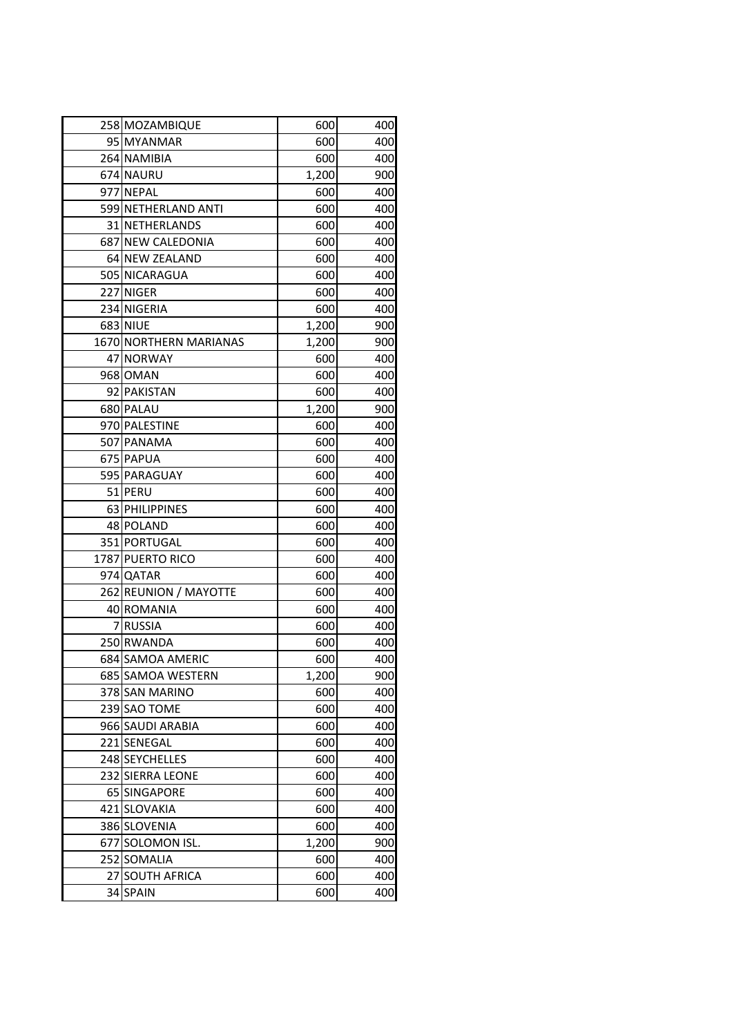| | | | |
|---|---|---|---|
| 258 | MOZAMBIQUE | 600 | 400 |
| 95 | MYANMAR | 600 | 400 |
| 264 | NAMIBIA | 600 | 400 |
| 674 | NAURU | 1,200 | 900 |
| 977 | NEPAL | 600 | 400 |
| 599 | NETHERLAND ANTI | 600 | 400 |
| 31 | NETHERLANDS | 600 | 400 |
| 687 | NEW CALEDONIA | 600 | 400 |
| 64 | NEW ZEALAND | 600 | 400 |
| 505 | NICARAGUA | 600 | 400 |
| 227 | NIGER | 600 | 400 |
| 234 | NIGERIA | 600 | 400 |
| 683 | NIUE | 1,200 | 900 |
| 1670 | NORTHERN MARIANAS | 1,200 | 900 |
| 47 | NORWAY | 600 | 400 |
| 968 | OMAN | 600 | 400 |
| 92 | PAKISTAN | 600 | 400 |
| 680 | PALAU | 1,200 | 900 |
| 970 | PALESTINE | 600 | 400 |
| 507 | PANAMA | 600 | 400 |
| 675 | PAPUA | 600 | 400 |
| 595 | PARAGUAY | 600 | 400 |
| 51 | PERU | 600 | 400 |
| 63 | PHILIPPINES | 600 | 400 |
| 48 | POLAND | 600 | 400 |
| 351 | PORTUGAL | 600 | 400 |
| 1787 | PUERTO RICO | 600 | 400 |
| 974 | QATAR | 600 | 400 |
| 262 | REUNION / MAYOTTE | 600 | 400 |
| 40 | ROMANIA | 600 | 400 |
| 7 | RUSSIA | 600 | 400 |
| 250 | RWANDA | 600 | 400 |
| 684 | SAMOA AMERIC | 600 | 400 |
| 685 | SAMOA WESTERN | 1,200 | 900 |
| 378 | SAN MARINO | 600 | 400 |
| 239 | SAO TOME | 600 | 400 |
| 966 | SAUDI ARABIA | 600 | 400 |
| 221 | SENEGAL | 600 | 400 |
| 248 | SEYCHELLES | 600 | 400 |
| 232 | SIERRA LEONE | 600 | 400 |
| 65 | SINGAPORE | 600 | 400 |
| 421 | SLOVAKIA | 600 | 400 |
| 386 | SLOVENIA | 600 | 400 |
| 677 | SOLOMON ISL. | 1,200 | 900 |
| 252 | SOMALIA | 600 | 400 |
| 27 | SOUTH AFRICA | 600 | 400 |
| 34 | SPAIN | 600 | 400 |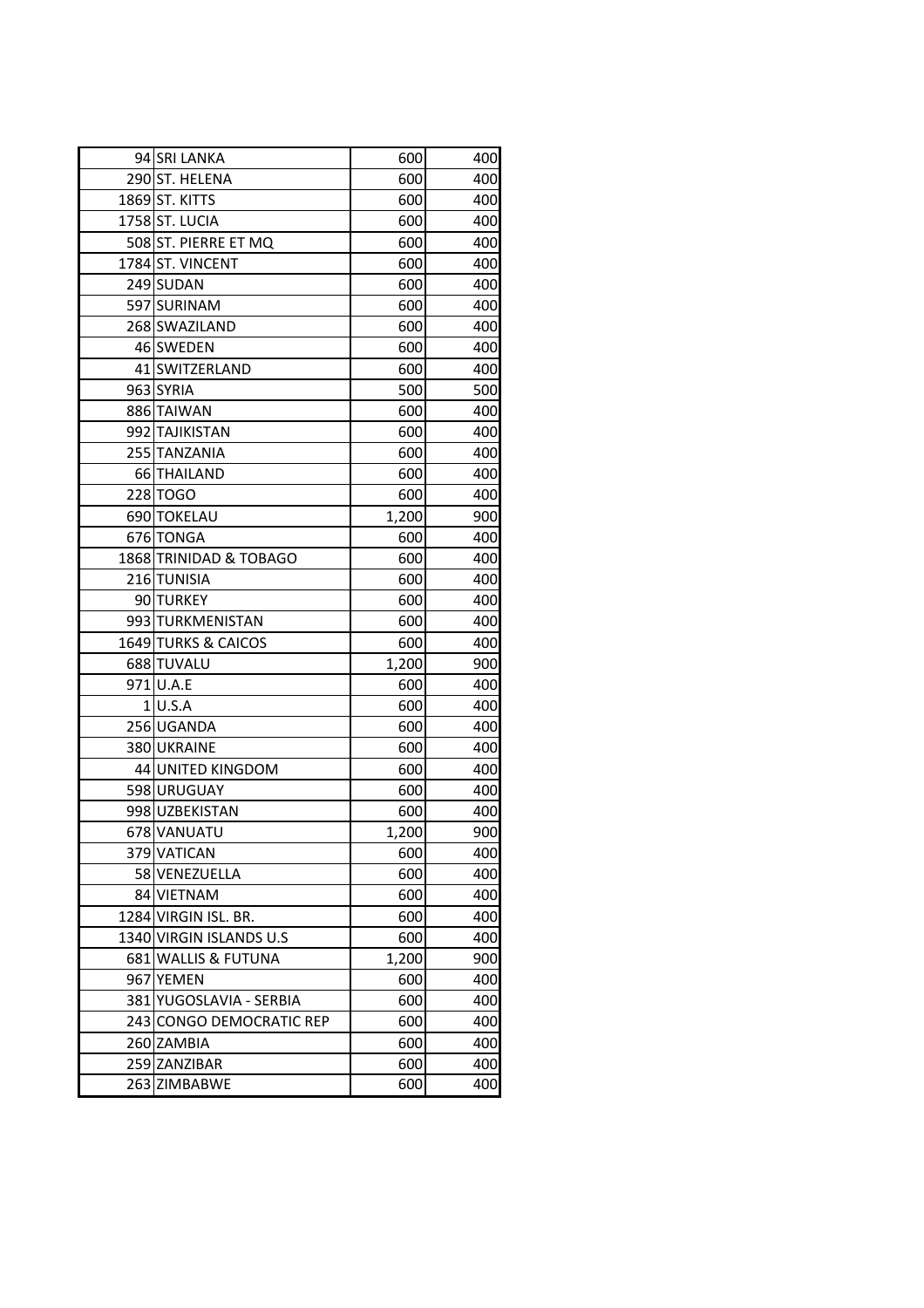| | | | |
|---|---|---|---|
| 94 | SRI LANKA | 600 | 400 |
| 290 | ST. HELENA | 600 | 400 |
| 1869 | ST. KITTS | 600 | 400 |
| 1758 | ST. LUCIA | 600 | 400 |
| 508 | ST. PIERRE ET MQ | 600 | 400 |
| 1784 | ST. VINCENT | 600 | 400 |
| 249 | SUDAN | 600 | 400 |
| 597 | SURINAM | 600 | 400 |
| 268 | SWAZILAND | 600 | 400 |
| 46 | SWEDEN | 600 | 400 |
| 41 | SWITZERLAND | 600 | 400 |
| 963 | SYRIA | 500 | 500 |
| 886 | TAIWAN | 600 | 400 |
| 992 | TAJIKISTAN | 600 | 400 |
| 255 | TANZANIA | 600 | 400 |
| 66 | THAILAND | 600 | 400 |
| 228 | TOGO | 600 | 400 |
| 690 | TOKELAU | 1,200 | 900 |
| 676 | TONGA | 600 | 400 |
| 1868 | TRINIDAD & TOBAGO | 600 | 400 |
| 216 | TUNISIA | 600 | 400 |
| 90 | TURKEY | 600 | 400 |
| 993 | TURKMENISTAN | 600 | 400 |
| 1649 | TURKS & CAICOS | 600 | 400 |
| 688 | TUVALU | 1,200 | 900 |
| 971 | U.A.E | 600 | 400 |
| 1 | U.S.A | 600 | 400 |
| 256 | UGANDA | 600 | 400 |
| 380 | UKRAINE | 600 | 400 |
| 44 | UNITED KINGDOM | 600 | 400 |
| 598 | URUGUAY | 600 | 400 |
| 998 | UZBEKISTAN | 600 | 400 |
| 678 | VANUATU | 1,200 | 900 |
| 379 | VATICAN | 600 | 400 |
| 58 | VENEZUELLA | 600 | 400 |
| 84 | VIETNAM | 600 | 400 |
| 1284 | VIRGIN ISL. BR. | 600 | 400 |
| 1340 | VIRGIN ISLANDS U.S | 600 | 400 |
| 681 | WALLIS & FUTUNA | 1,200 | 900 |
| 967 | YEMEN | 600 | 400 |
| 381 | YUGOSLAVIA - SERBIA | 600 | 400 |
| 243 | CONGO DEMOCRATIC REP | 600 | 400 |
| 260 | ZAMBIA | 600 | 400 |
| 259 | ZANZIBAR | 600 | 400 |
| 263 | ZIMBABWE | 600 | 400 |